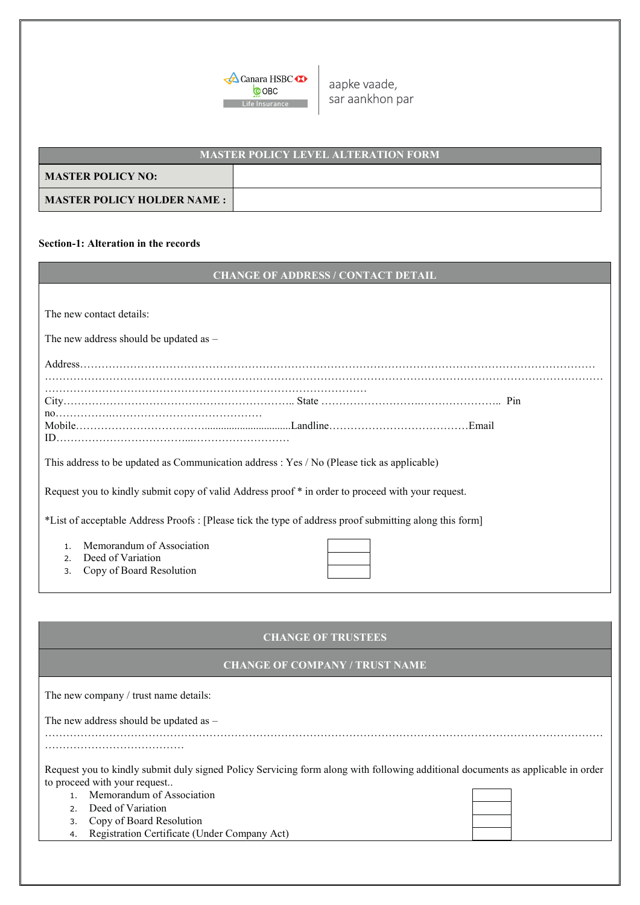Canara HSBC OBC Life Insurance

aapke vaade,
sar aankhon par

| MASTER POLICY LEVEL ALTERATION FORM | |
|---|---|
| **MASTER POLICY NO:** | |
| **MASTER POLICY HOLDER NAME :** | |

**Section-1: Alteration in the records**

## CHANGE OF ADDRESS / CONTACT DETAIL

The new contact details:

The new address should be updated as –

Address……………………………………………………………………………………………………………………………
……………………………………………………………………………………………………………………………………
…………………………………………………………………………………
City………………………………………………………….. State ………………………….………………….. Pin no…………….…………………………………………
Mobile………………………………..................................Landline…………………………………Email ID……………………………...………………………

This address to be updated as Communication address : Yes / No (Please tick as applicable)

Request you to kindly submit copy of valid Address proof * in order to proceed with your request.

*List of acceptable Address Proofs : [Please tick the type of address proof submitting along this form]

1. Memorandum of Association ☐
2. Deed of Variation ☐
3. Copy of Board Resolution ☐

## CHANGE OF TRUSTEES

## CHANGE OF COMPANY / TRUST NAME

The new company / trust name details:

The new address should be updated as –
……………………………………………………………………………………………………………………………………
…………………………………

Request you to kindly submit duly signed Policy Servicing form along with following additional documents as applicable in order to proceed with your request..

1. Memorandum of Association ☐
2. Deed of Variation ☐
3. Copy of Board Resolution ☐
4. Registration Certificate (Under Company Act) ☐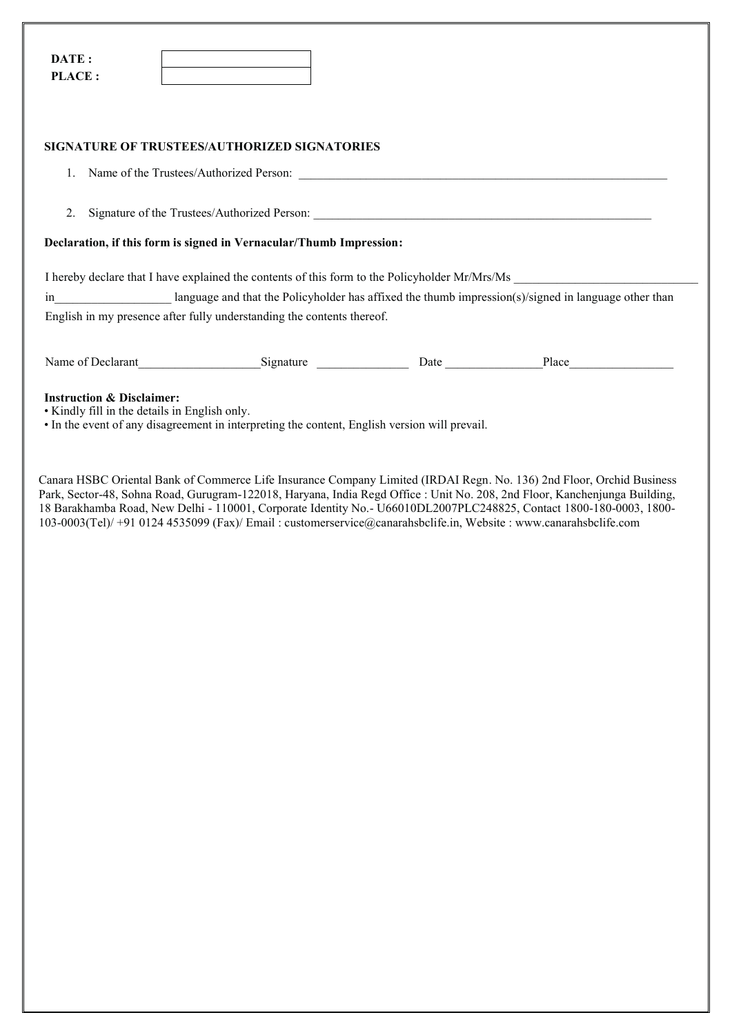| | |
|---|---|
| **DATE :** | |
| **PLACE :** | |

**SIGNATURE OF TRUSTEES/AUTHORIZED SIGNATORIES**

1. Name of the Trustees/Authorized Person: ____________________________________________________________

2. Signature of the Trustees/Authorized Person: ________________________________________________________

**Declaration, if this form is signed in Vernacular/Thumb Impression:**

I hereby declare that I have explained the contents of this form to the Policyholder Mr/Mrs/Ms ______________________________ in__________________ language and that the Policyholder has affixed the thumb impression(s)/signed in language other than English in my presence after fully understanding the contents thereof.

Name of Declarant___________________Signature ______________ Date _______________Place________________

**Instruction & Disclaimer:**

• Kindly fill in the details in English only.
• In the event of any disagreement in interpreting the content, English version will prevail.

Canara HSBC Oriental Bank of Commerce Life Insurance Company Limited (IRDAI Regn. No. 136) 2nd Floor, Orchid Business Park, Sector-48, Sohna Road, Gurugram-122018, Haryana, India Regd Office : Unit No. 208, 2nd Floor, Kanchenjunga Building, 18 Barakhamba Road, New Delhi - 110001, Corporate Identity No.- U66010DL2007PLC248825, Contact 1800-180-0003, 1800-103-0003(Tel)/ +91 0124 4535099 (Fax)/ Email : customerservice@canarahsbclife.in, Website : www.canarahsbclife.com